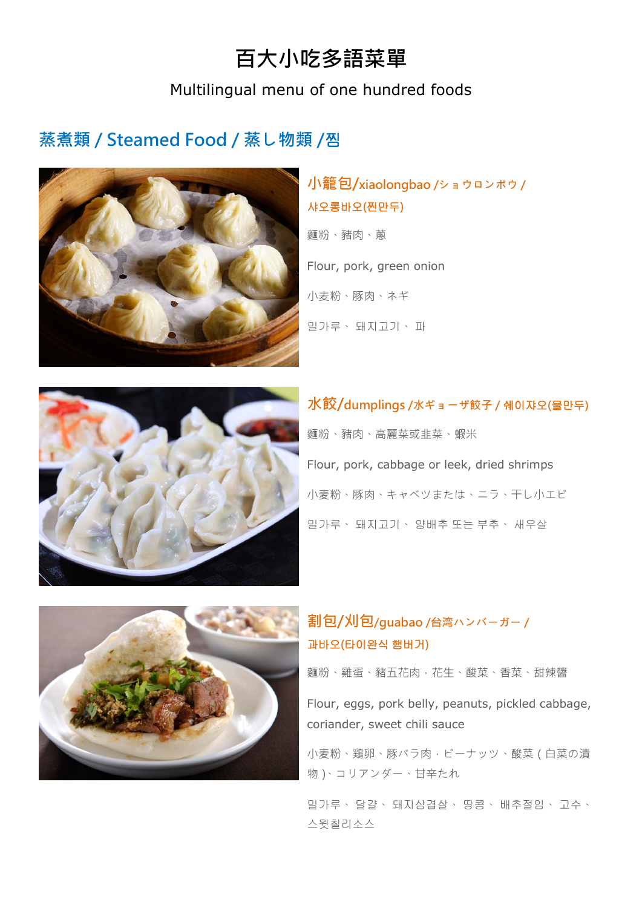# 百大小吃多語菜單

Multilingual menu of one hundred foods

## 蒸煮類 / Steamed Food / 蒸し物類 /찜

### 小籠包/xiaolongbao /ショウロンポウ / 샤오롱바오(찐만두)

麵粉、豬肉、蔥

Flour, pork, green onion

小麦粉、豚肉、ネギ

밀가루、 돼지고기、 파

### 水餃/dumplings /水ギョーザ餃子 / 쉐이쟈오(물만두)

麵粉、豬肉、高麗菜或韭菜、蝦米

Flour, pork, cabbage or leek, dried shrimps

小麦粉、豚肉、キャベツまたは、ニラ、干し小エビ

밀가루、 돼지고기、 양배추 또는 부추、 새우살

### 割包/刈包/guabao /台湾ハンバーガー / 과바오(타이완식 햄버거)

麵粉、雞蛋、豬五花肉，花生、酸菜、香菜、甜辣醬

Flour, eggs, pork belly, peanuts, pickled cabbage, coriander, sweet chili sauce

小麦粉、鶏卵、豚バラ肉，ピーナッツ、酸菜（白菜の漬物）、コリアンダー、甘辛たれ

밀가루、 달걀、 돼지삼겹살、 땅콩、 배추절임、 고수、 스윗칠리소스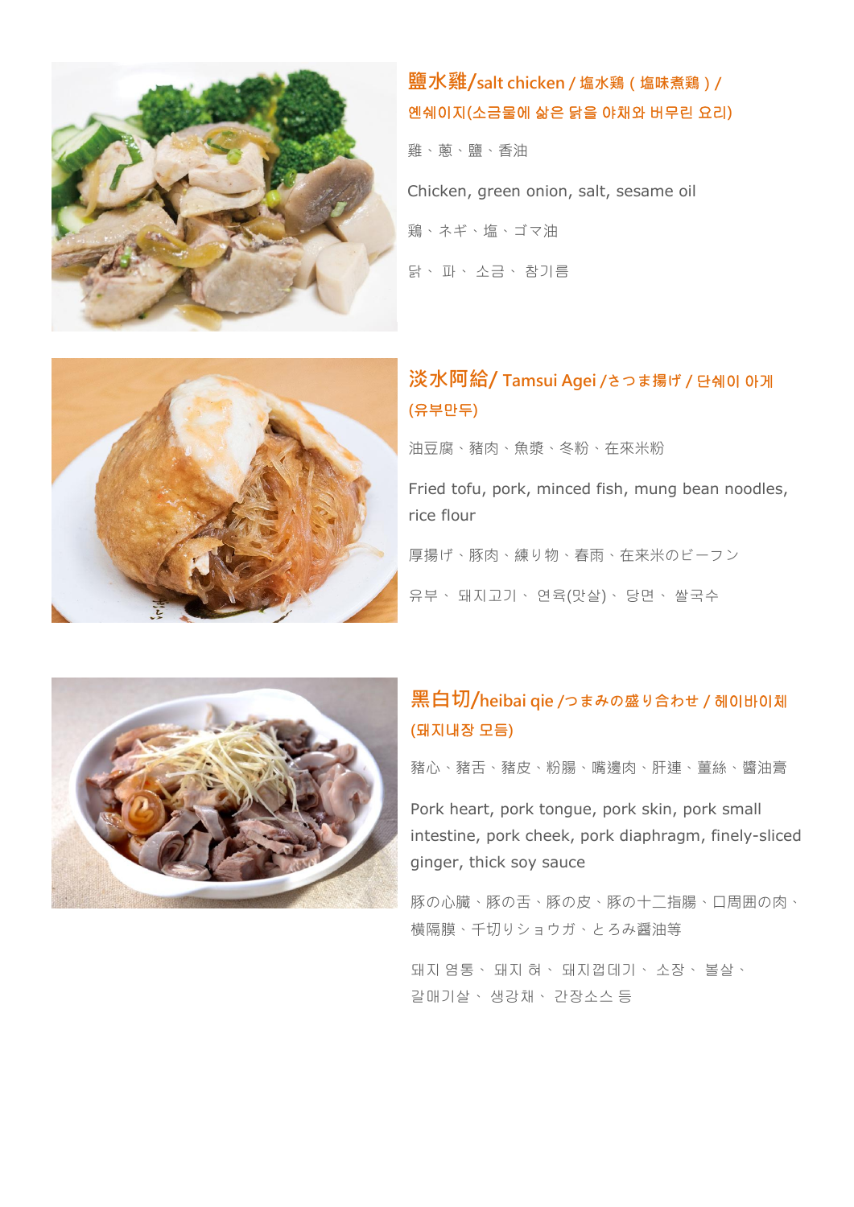## 鹽水雞/salt chicken / 塩水鶏（塩味煮鶏）/ 옌쉐이지(소금물에 삶은 닭을 야채와 버무린 요리)

雞、蔥、鹽、香油

Chicken, green onion, salt, sesame oil

鶏、ネギ、塩、ゴマ油

닭、 파、 소금、 참기름

## 淡水阿給/ Tamsui Agei /さつま揚げ / 단쉐이 아게 (유부만두)

油豆腐、豬肉、魚漿、冬粉、在來米粉

Fried tofu, pork, minced fish, mung bean noodles, rice flour

厚揚げ、豚肉、練り物、春雨、在来米のビーフン

유부、 돼지고기、 연육(맛살)、 당면、 쌀국수

## 黑白切/heibai qie /つまみの盛り合わせ / 헤이바이체 (돼지내장 모듬)

豬心、豬舌、豬皮、粉腸、嘴邊肉、肝連、薑絲、醬油膏

Pork heart, pork tongue, pork skin, pork small intestine, pork cheek, pork diaphragm, finely-sliced ginger, thick soy sauce

豚の心臓、豚の舌、豚の皮、豚の十二指腸、口周囲の肉、横隔膜、千切りショウガ、とろみ醤油等

돼지 염통、 돼지 혀、 돼지껍데기、 소장、 볼살、 갈매기살、 생강채、 간장소스 등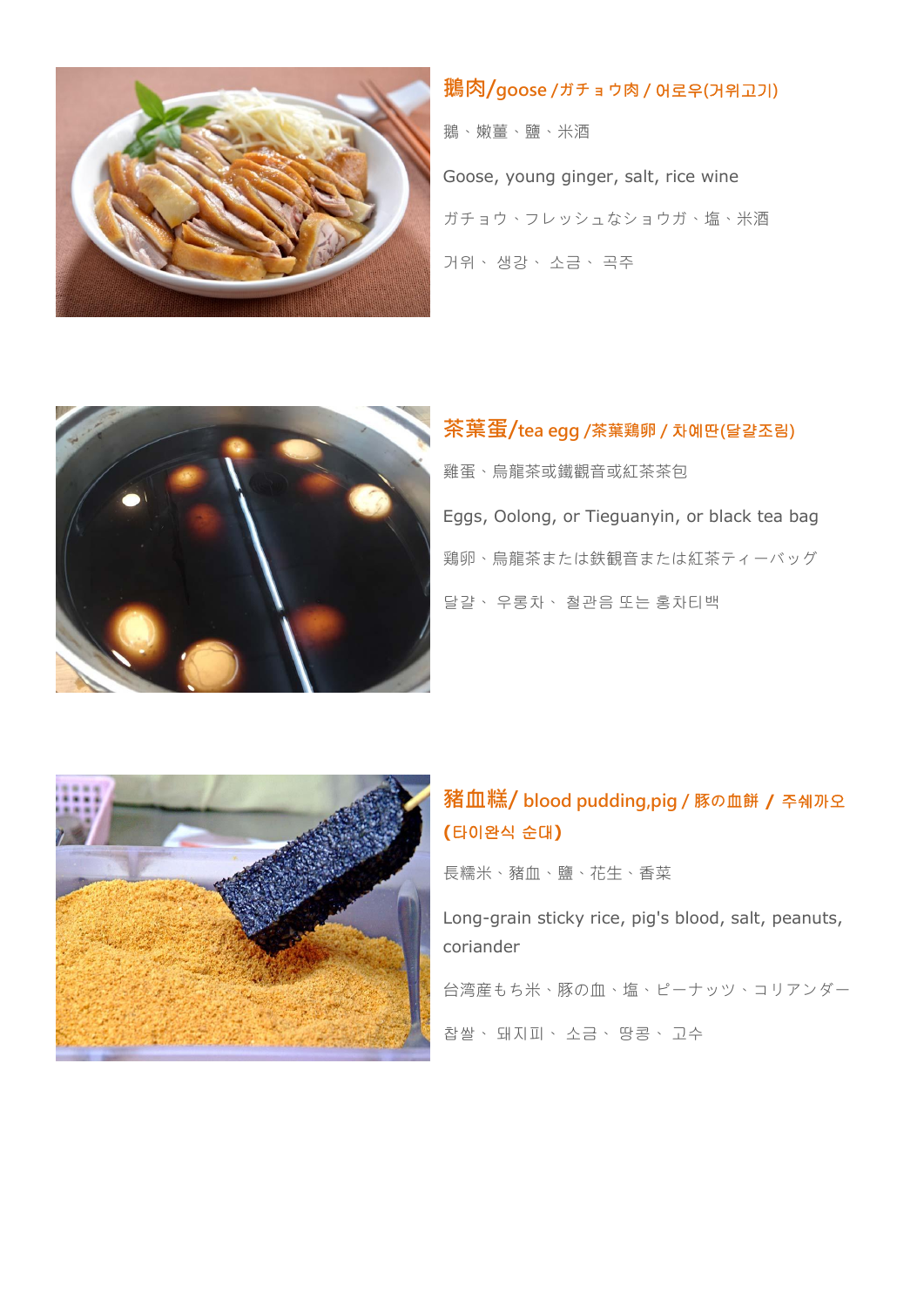## 鵝肉/goose /ガチョウ肉 / 어로우(거위고기)

鵝、嫩薑、鹽、米酒

Goose, young ginger, salt, rice wine

ガチョウ、フレッシュなショウガ、塩、米酒

거위、 생강、 소금、 곡주

## 茶葉蛋/tea egg /茶葉鶏卵 / 차예딴(달갈조림)

雞蛋、烏龍茶或鐵觀音或紅茶茶包

Eggs, Oolong, or Tieguanyin, or black tea bag

鶏卵、烏龍茶または鉄観音または紅茶ティーバッグ

달걀、 우롱차、 철관음 또는 홍차티백

## 豬血糕/ blood pudding,pig / 豚の血餅 / 주쉐까오 (타이완식 순대)

長糯米、豬血、鹽、花生、香菜

Long-grain sticky rice, pig's blood, salt, peanuts, coriander

台湾産もち米、豚の血、塩、ピーナッツ、コリアンダー

찹쌀、 돼지피、 소금、 땅콩、 고수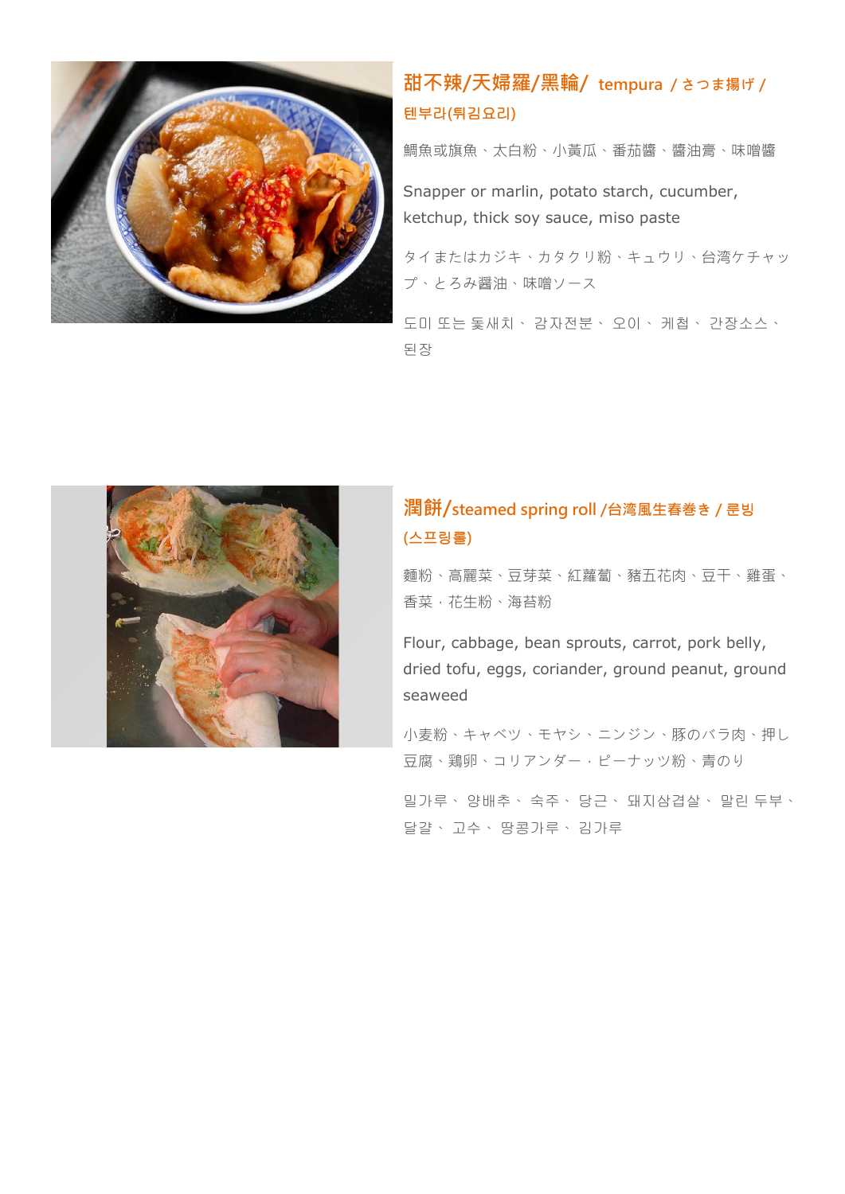## 甜不辣/天婦羅/黑輪/ tempura / さつま揚げ / 텐부라(튀김요리)

鯛魚或旗魚、太白粉、小黃瓜、番茄醬、醬油膏、味噌醬

Snapper or marlin, potato starch, cucumber, ketchup, thick soy sauce, miso paste

タイまたはカジキ、カタクリ粉、キュウリ、台湾ケチャップ、とろみ醤油、味噌ソース

도미 또는 돛새치、 감자전분、 오이、 케첩、 간장소스、 된장

## 潤餅/steamed spring roll /台湾風生春巻き / 룬빙(스프링롤)

麵粉、高麗菜、豆芽菜、紅蘿蔔、豬五花肉、豆干、雞蛋、香菜．花生粉、海苔粉

Flour, cabbage, bean sprouts, carrot, pork belly, dried tofu, eggs, coriander, ground peanut, ground seaweed

小麦粉、キャベツ、モヤシ、ニンジン、豚のバラ肉、押し豆腐、鶏卵、コリアンダー・ピーナッツ粉、青のり

밀가루、 양배추、 숙주、 당근、 돼지삼겹살、 말린 두부、 달걀、 고수、 땅콩가루、 김가루